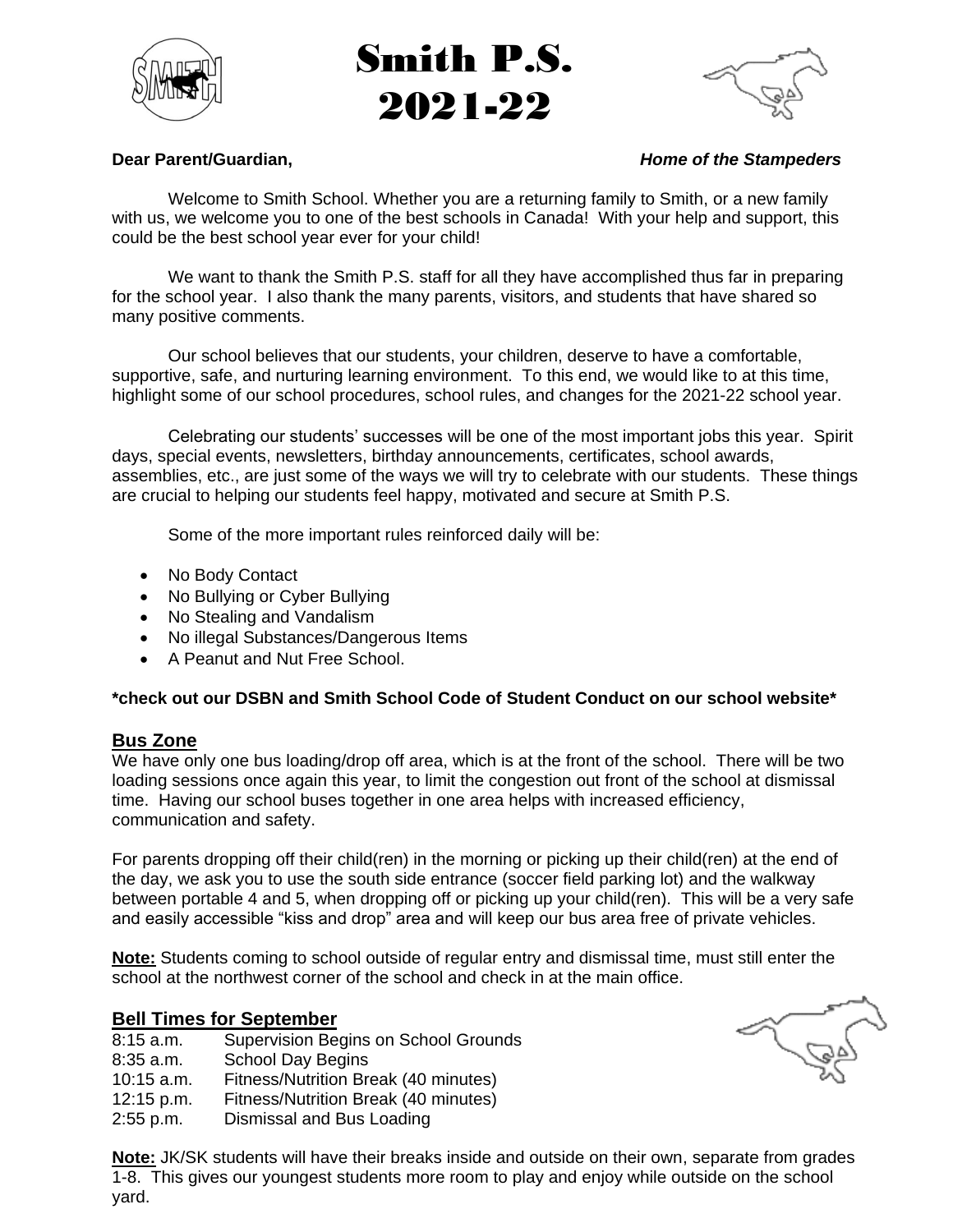# Smith P.S.
# 2021-22

**Dear Parent/Guardian,** ***Home of the Stampeders***

Welcome to Smith School. Whether you are a returning family to Smith, or a new family with us, we welcome you to one of the best schools in Canada! With your help and support, this could be the best school year ever for your child!

We want to thank the Smith P.S. staff for all they have accomplished thus far in preparing for the school year. I also thank the many parents, visitors, and students that have shared so many positive comments.

Our school believes that our students, your children, deserve to have a comfortable, supportive, safe, and nurturing learning environment. To this end, we would like to at this time, highlight some of our school procedures, school rules, and changes for the 2021-22 school year.

Celebrating our students' successes will be one of the most important jobs this year. Spirit days, special events, newsletters, birthday announcements, certificates, school awards, assemblies, etc., are just some of the ways we will try to celebrate with our students. These things are crucial to helping our students feel happy, motivated and secure at Smith P.S.

Some of the more important rules reinforced daily will be:

- No Body Contact
- No Bullying or Cyber Bullying
- No Stealing and Vandalism
- No illegal Substances/Dangerous Items
- A Peanut and Nut Free School.

**\*check out our DSBN and Smith School Code of Student Conduct on our school website\***

## Bus Zone

We have only one bus loading/drop off area, which is at the front of the school. There will be two loading sessions once again this year, to limit the congestion out front of the school at dismissal time. Having our school buses together in one area helps with increased efficiency, communication and safety.

For parents dropping off their child(ren) in the morning or picking up their child(ren) at the end of the day, we ask you to use the south side entrance (soccer field parking lot) and the walkway between portable 4 and 5, when dropping off or picking up your child(ren). This will be a very safe and easily accessible "kiss and drop" area and will keep our bus area free of private vehicles.

**Note:** Students coming to school outside of regular entry and dismissal time, must still enter the school at the northwest corner of the school and check in at the main office.

## Bell Times for September

| | |
|---|---|
| 8:15 a.m. | Supervision Begins on School Grounds |
| 8:35 a.m. | School Day Begins |
| 10:15 a.m. | Fitness/Nutrition Break (40 minutes) |
| 12:15 p.m. | Fitness/Nutrition Break (40 minutes) |
| 2:55 p.m. | Dismissal and Bus Loading |

**Note:** JK/SK students will have their breaks inside and outside on their own, separate from grades 1-8. This gives our youngest students more room to play and enjoy while outside on the school yard.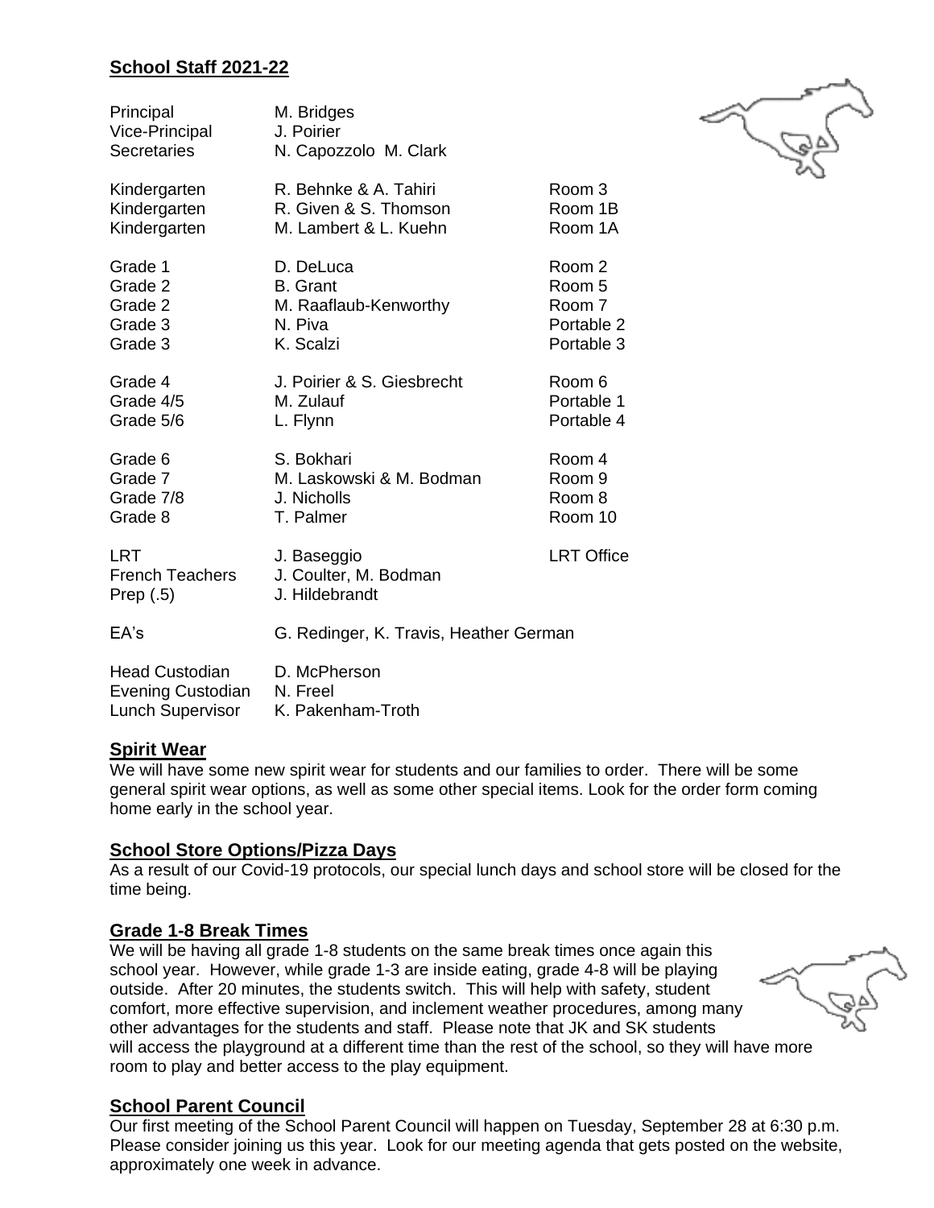## School Staff 2021-22

| | | |
|---|---|---|
| Principal | M. Bridges | |
| Vice-Principal | J. Poirier | |
| Secretaries | N. Capozzolo M. Clark | |
| Kindergarten | R. Behnke & A. Tahiri | Room 3 |
| Kindergarten | R. Given & S. Thomson | Room 1B |
| Kindergarten | M. Lambert & L. Kuehn | Room 1A |
| Grade 1 | D. DeLuca | Room 2 |
| Grade 2 | B. Grant | Room 5 |
| Grade 2 | M. Raaflaub-Kenworthy | Room 7 |
| Grade 3 | N. Piva | Portable 2 |
| Grade 3 | K. Scalzi | Portable 3 |
| Grade 4 | J. Poirier & S. Giesbrecht | Room 6 |
| Grade 4/5 | M. Zulauf | Portable 1 |
| Grade 5/6 | L. Flynn | Portable 4 |
| Grade 6 | S. Bokhari | Room 4 |
| Grade 7 | M. Laskowski & M. Bodman | Room 9 |
| Grade 7/8 | J. Nicholls | Room 8 |
| Grade 8 | T. Palmer | Room 10 |
| LRT | J. Baseggio | LRT Office |
| French Teachers | J. Coulter, M. Bodman | |
| Prep (.5) | J. Hildebrandt | |
| EA's | G. Redinger, K. Travis, Heather German | |
| Head Custodian | D. McPherson | |
| Evening Custodian | N. Freel | |
| Lunch Supervisor | K. Pakenham-Troth | |

## Spirit Wear

We will have some new spirit wear for students and our families to order. There will be some general spirit wear options, as well as some other special items. Look for the order form coming home early in the school year.

## School Store Options/Pizza Days

As a result of our Covid-19 protocols, our special lunch days and school store will be closed for the time being.

## Grade 1-8 Break Times

We will be having all grade 1-8 students on the same break times once again this school year. However, while grade 1-3 are inside eating, grade 4-8 will be playing outside. After 20 minutes, the students switch. This will help with safety, student comfort, more effective supervision, and inclement weather procedures, among many other advantages for the students and staff. Please note that JK and SK students will access the playground at a different time than the rest of the school, so they will have more room to play and better access to the play equipment.

## School Parent Council

Our first meeting of the School Parent Council will happen on Tuesday, September 28 at 6:30 p.m. Please consider joining us this year. Look for our meeting agenda that gets posted on the website, approximately one week in advance.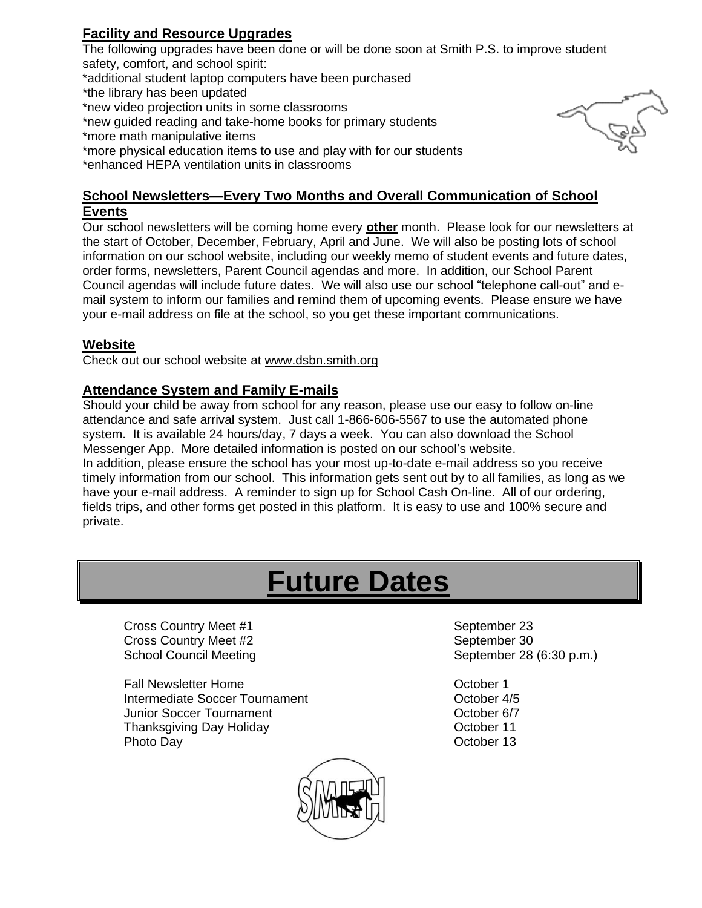## Facility and Resource Upgrades

The following upgrades have been done or will be done soon at Smith P.S. to improve student safety, comfort, and school spirit:

*additional student laptop computers have been purchased
*the library has been updated
*new video projection units in some classrooms
*new guided reading and take-home books for primary students
*more math manipulative items
*more physical education items to use and play with for our students
*enhanced HEPA ventilation units in classrooms

## School Newsletters—Every Two Months and Overall Communication of School Events

Our school newsletters will be coming home every **other** month. Please look for our newsletters at the start of October, December, February, April and June. We will also be posting lots of school information on our school website, including our weekly memo of student events and future dates, order forms, newsletters, Parent Council agendas and more. In addition, our School Parent Council agendas will include future dates. We will also use our school "telephone call-out" and e-mail system to inform our families and remind them of upcoming events. Please ensure we have your e-mail address on file at the school, so you get these important communications.

## Website

Check out our school website at www.dsbn.smith.org

## Attendance System and Family E-mails

Should your child be away from school for any reason, please use our easy to follow on-line attendance and safe arrival system. Just call 1-866-606-5567 to use the automated phone system. It is available 24 hours/day, 7 days a week. You can also download the School Messenger App. More detailed information is posted on our school's website.
In addition, please ensure the school has your most up-to-date e-mail address so you receive timely information from our school. This information gets sent out by to all families, as long as we have your e-mail address. A reminder to sign up for School Cash On-line. All of our ordering, fields trips, and other forms get posted in this platform. It is easy to use and 100% secure and private.

# Future Dates

| | |
|---|---|
| Cross Country Meet #1 | September 23 |
| Cross Country Meet #2 | September 30 |
| School Council Meeting | September 28 (6:30 p.m.) |
| Fall Newsletter Home | October 1 |
| Intermediate Soccer Tournament | October 4/5 |
| Junior Soccer Tournament | October 6/7 |
| Thanksgiving Day Holiday | October 11 |
| Photo Day | October 13 |